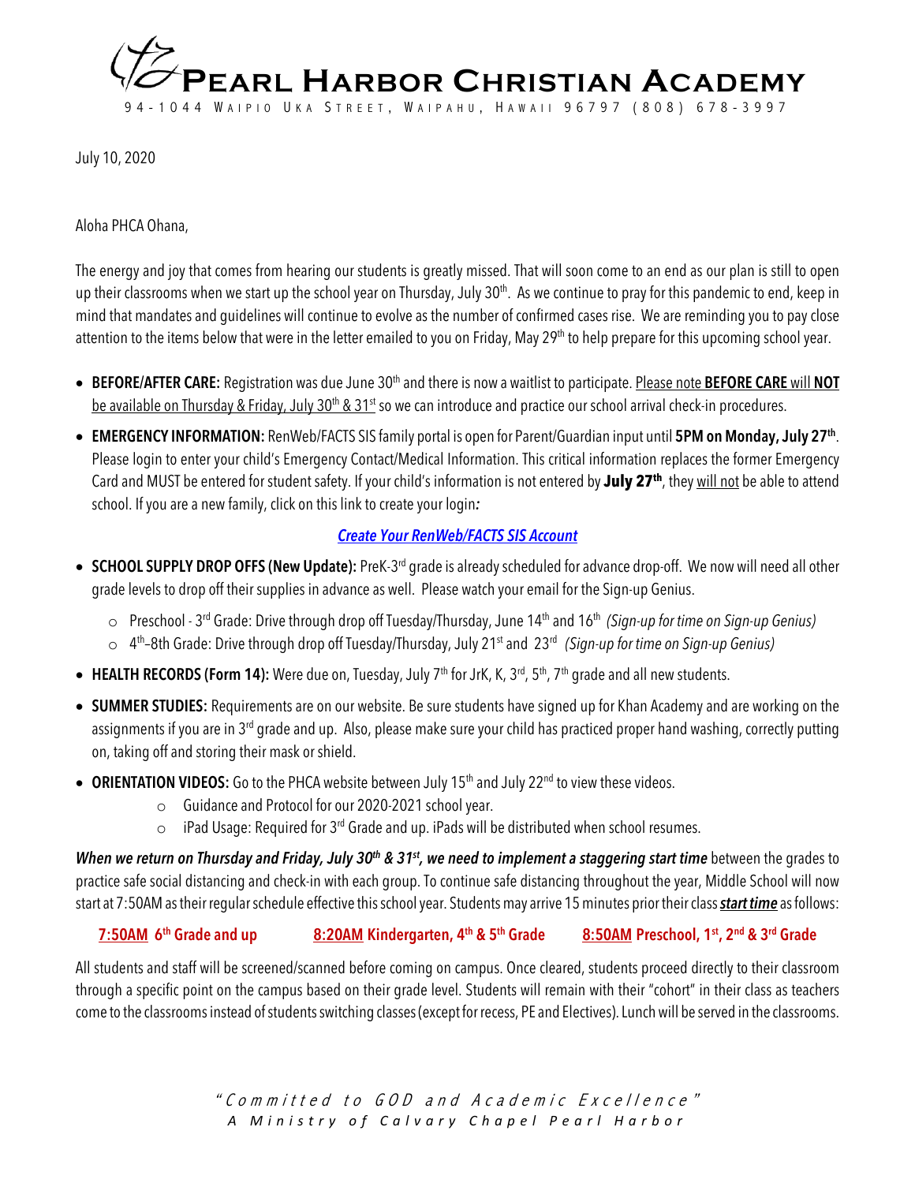# Pearl Harbor Christian Academy

94-1044 Waipio Uka Street, Waipahu, Hawaii 96797 (808) 678-3997

July 10, 2020

Aloha PHCA Ohana,

The energy and joy that comes from hearing our students is greatly missed. That will soon come to an end as our plan is still to open up their classrooms when we start up the school year on Thursday, July 30th. As we continue to pray for this pandemic to end, keep in mind that mandates and guidelines will continue to evolve as the number of confirmed cases rise. We are reminding you to pay close attention to the items below that were in the letter emailed to you on Friday, May 29th to help prepare for this upcoming school year.

- **BEFORE/AFTER CARE:** Registration was due June 30th and there is now a waitlist to participate. Please note **BEFORE CARE** will **NOT** be available on Thursday & Friday, July 30th & 31st so we can introduce and practice our school arrival check-in procedures.
- **EMERGENCY INFORMATION:** RenWeb/FACTS SIS family portal is open for Parent/Guardian input until **5PM on Monday, July 27th**. Please login to enter your child's Emergency Contact/Medical Information. This critical information replaces the former Emergency Card and MUST be entered for student safety. If your child's information is not entered by **July 27th**, they will not be able to attend school. If you are a new family, click on this link to create your login*:*

  ***Create Your RenWeb/FACTS SIS Account***

- **SCHOOL SUPPLY DROP OFFS (New Update):** PreK-3rd grade is already scheduled for advance drop-off. We now will need all other grade levels to drop off their supplies in advance as well. Please watch your email for the Sign-up Genius.
  - Preschool - 3rd Grade: Drive through drop off Tuesday/Thursday, June 14th and 16th *(Sign-up for time on Sign-up Genius)*
  - 4th–8th Grade: Drive through drop off Tuesday/Thursday, July 21st and 23rd *(Sign-up for time on Sign-up Genius)*
- **HEALTH RECORDS (Form 14):** Were due on, Tuesday, July 7th for JrK, K, 3rd, 5th, 7th grade and all new students.
- **SUMMER STUDIES:** Requirements are on our website. Be sure students have signed up for Khan Academy and are working on the assignments if you are in 3rd grade and up. Also, please make sure your child has practiced proper hand washing, correctly putting on, taking off and storing their mask or shield.
- **ORIENTATION VIDEOS:** Go to the PHCA website between July 15th and July 22nd to view these videos.
  - Guidance and Protocol for our 2020-2021 school year.
  - iPad Usage: Required for 3rd Grade and up. iPads will be distributed when school resumes.

***When we return on Thursday and Friday, July 30th & 31st, we need to implement a staggering start time*** between the grades to practice safe social distancing and check-in with each group. To continue safe distancing throughout the year, Middle School will now start at 7:50AM as their regular schedule effective this school year. Students may arrive 15 minutes prior their class ***start time*** as follows:

**7:50AM 6th Grade and up** **8:20AM Kindergarten, 4th & 5th Grade** **8:50AM Preschool, 1st, 2nd & 3rd Grade**

All students and staff will be screened/scanned before coming on campus. Once cleared, students proceed directly to their classroom through a specific point on the campus based on their grade level. Students will remain with their "cohort" in their class as teachers come to the classrooms instead of students switching classes (except for recess, PE and Electives). Lunch will be served in the classrooms.

*"Committed to GOD and Academic Excellence"*
*A Ministry of Calvary Chapel Pearl Harbor*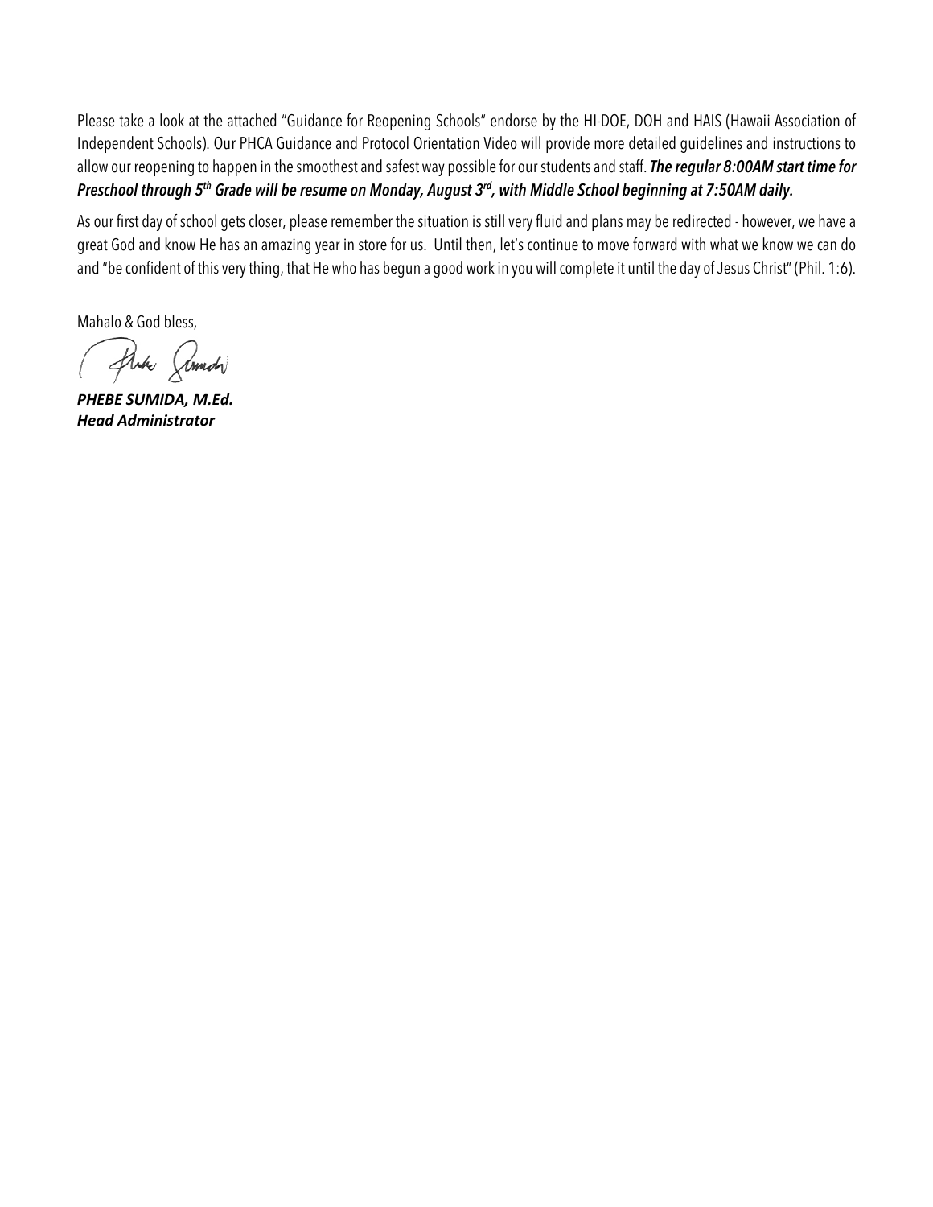Please take a look at the attached "Guidance for Reopening Schools" endorse by the HI-DOE, DOH and HAIS (Hawaii Association of Independent Schools). Our PHCA Guidance and Protocol Orientation Video will provide more detailed guidelines and instructions to allow our reopening to happen in the smoothest and safest way possible for our students and staff. ***The regular 8:00AM start time for Preschool through 5th Grade will be resume on Monday, August 3rd, with Middle School beginning at 7:50AM daily.***

As our first day of school gets closer, please remember the situation is still very fluid and plans may be redirected - however, we have a great God and know He has an amazing year in store for us. Until then, let's continue to move forward with what we know we can do and "be confident of this very thing, that He who has begun a good work in you will complete it until the day of Jesus Christ" (Phil. 1:6).

Mahalo & God bless,

***PHEBE SUMIDA, M.Ed.***
***Head Administrator***